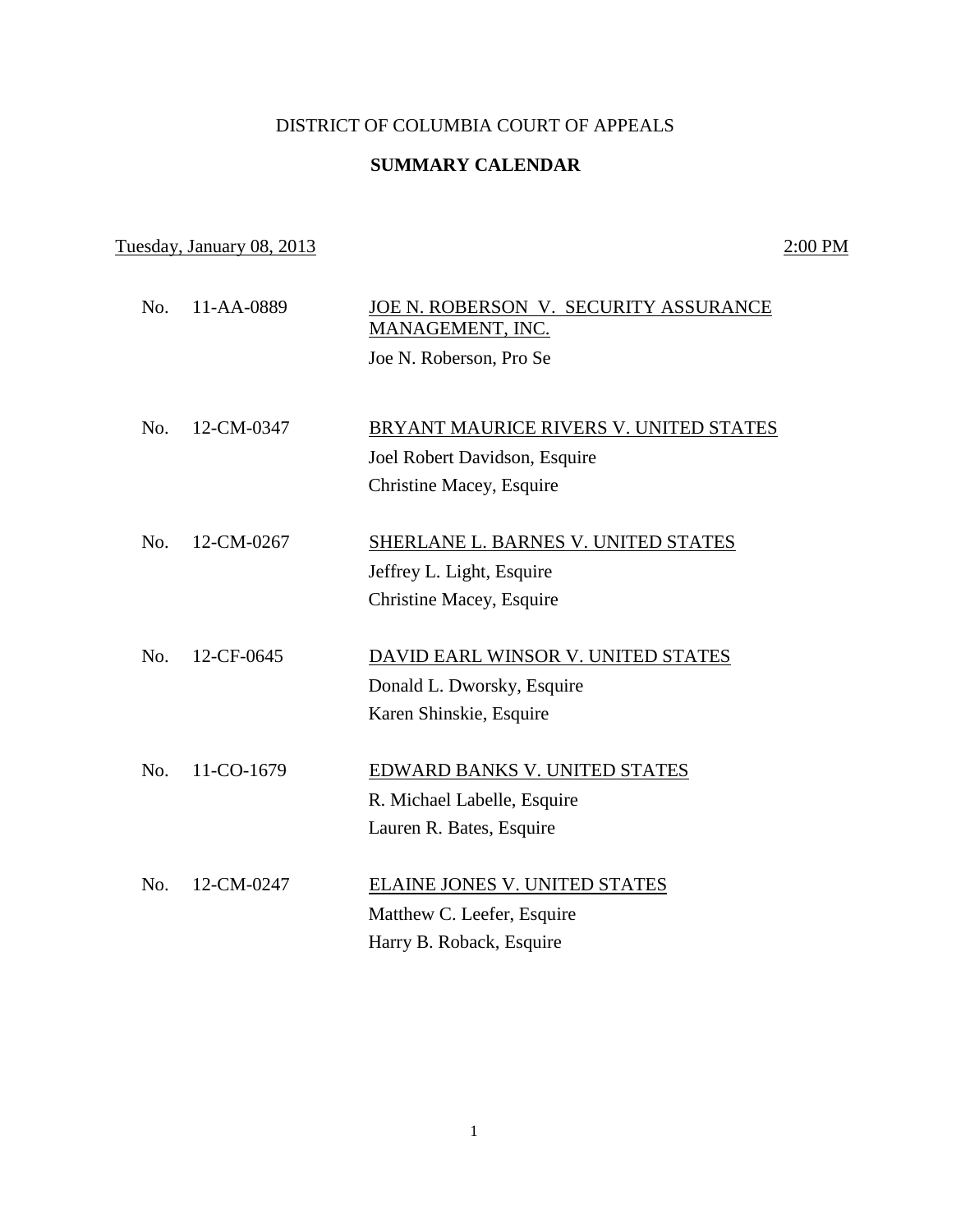DISTRICT OF COLUMBIA COURT OF APPEALS

**SUMMARY CALENDAR**

Tuesday, January 08, 2013 2:00 PM

No. 11-AA-0889 JOE N. ROBERSON V. SECURITY ASSURANCE MANAGEMENT, INC.

Joe N. Roberson, Pro Se

No. 12-CM-0347 BRYANT MAURICE RIVERS V. UNITED STATES

Joel Robert Davidson, Esquire

Christine Macey, Esquire

No. 12-CM-0267 SHERLANE L. BARNES V. UNITED STATES

Jeffrey L. Light, Esquire

Christine Macey, Esquire

No. 12-CF-0645 DAVID EARL WINSOR V. UNITED STATES

Donald L. Dworsky, Esquire

Karen Shinskie, Esquire

No. 11-CO-1679 EDWARD BANKS V. UNITED STATES

R. Michael Labelle, Esquire

Lauren R. Bates, Esquire

No. 12-CM-0247 ELAINE JONES V. UNITED STATES

Matthew C. Leefer, Esquire

Harry B. Roback, Esquire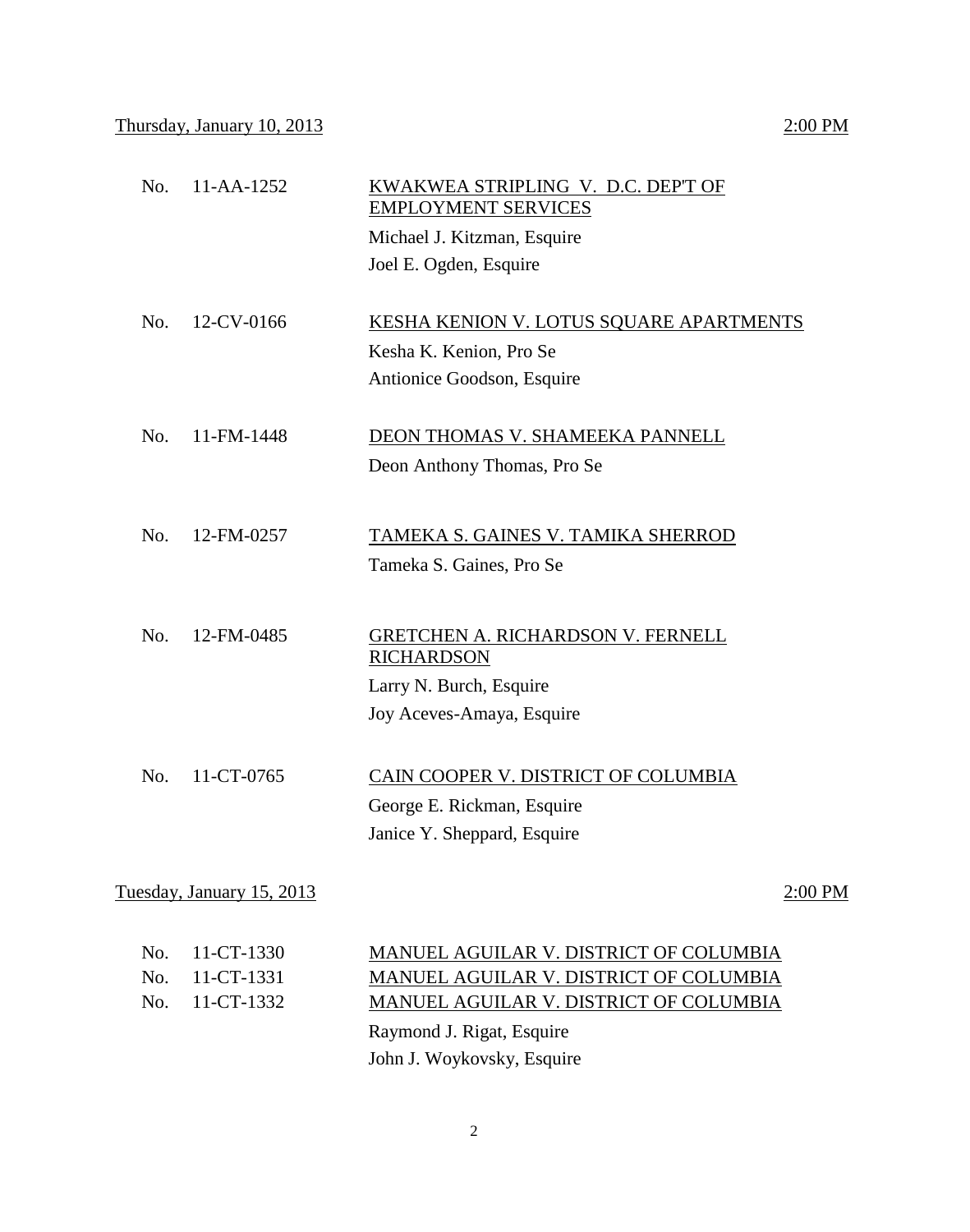Thursday, January 10, 2013 2:00 PM

No. 11-AA-1252 KWAKWEA STRIPLING V. D.C. DEP'T OF EMPLOYMENT SERVICES

Michael J. Kitzman, Esquire
Joel E. Ogden, Esquire

No. 12-CV-0166 KESHA KENION V. LOTUS SQUARE APARTMENTS

Kesha K. Kenion, Pro Se
Antionice Goodson, Esquire

No. 11-FM-1448 DEON THOMAS V. SHAMEEKA PANNELL

Deon Anthony Thomas, Pro Se

No. 12-FM-0257 TAMEKA S. GAINES V. TAMIKA SHERROD

Tameka S. Gaines, Pro Se

No. 12-FM-0485 GRETCHEN A. RICHARDSON V. FERNELL RICHARDSON

Larry N. Burch, Esquire
Joy Aceves-Amaya, Esquire

No. 11-CT-0765 CAIN COOPER V. DISTRICT OF COLUMBIA

George E. Rickman, Esquire
Janice Y. Sheppard, Esquire

Tuesday, January 15, 2013 2:00 PM

No. 11-CT-1330 MANUEL AGUILAR V. DISTRICT OF COLUMBIA
No. 11-CT-1331 MANUEL AGUILAR V. DISTRICT OF COLUMBIA
No. 11-CT-1332 MANUEL AGUILAR V. DISTRICT OF COLUMBIA

Raymond J. Rigat, Esquire
John J. Woykovsky, Esquire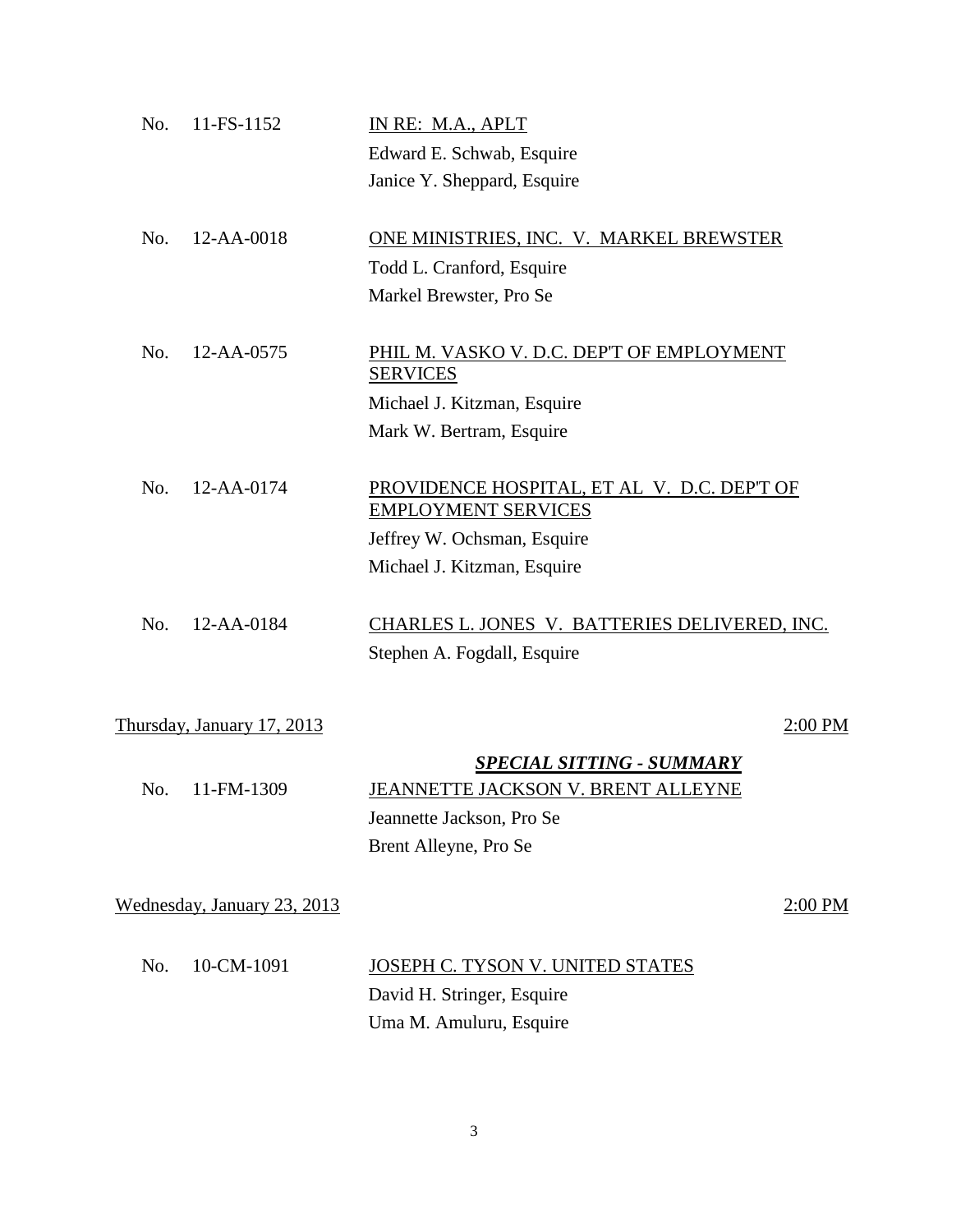No. 11-FS-1152 — <u>IN RE: M.A., APLT</u>
Edward E. Schwab, Esquire
Janice Y. Sheppard, Esquire

No. 12-AA-0018 — <u>ONE MINISTRIES, INC. V. MARKEL BREWSTER</u>
Todd L. Cranford, Esquire
Markel Brewster, Pro Se

No. 12-AA-0575 — <u>PHIL M. VASKO V. D.C. DEP'T OF EMPLOYMENT SERVICES</u>
Michael J. Kitzman, Esquire
Mark W. Bertram, Esquire

No. 12-AA-0174 — <u>PROVIDENCE HOSPITAL, ET AL V. D.C. DEP'T OF EMPLOYMENT SERVICES</u>
Jeffrey W. Ochsman, Esquire
Michael J. Kitzman, Esquire

No. 12-AA-0184 — <u>CHARLES L. JONES V. BATTERIES DELIVERED, INC.</u>
Stephen A. Fogdall, Esquire

<u>Thursday, January 17, 2013</u> <u>2:00 PM</u>

***<u>SPECIAL SITTING - SUMMARY</u>***

No. 11-FM-1309 — <u>JEANNETTE JACKSON V. BRENT ALLEYNE</u>
Jeannette Jackson, Pro Se
Brent Alleyne, Pro Se

<u>Wednesday, January 23, 2013</u> <u>2:00 PM</u>

No. 10-CM-1091 — <u>JOSEPH C. TYSON V. UNITED STATES</u>
David H. Stringer, Esquire
Uma M. Amuluru, Esquire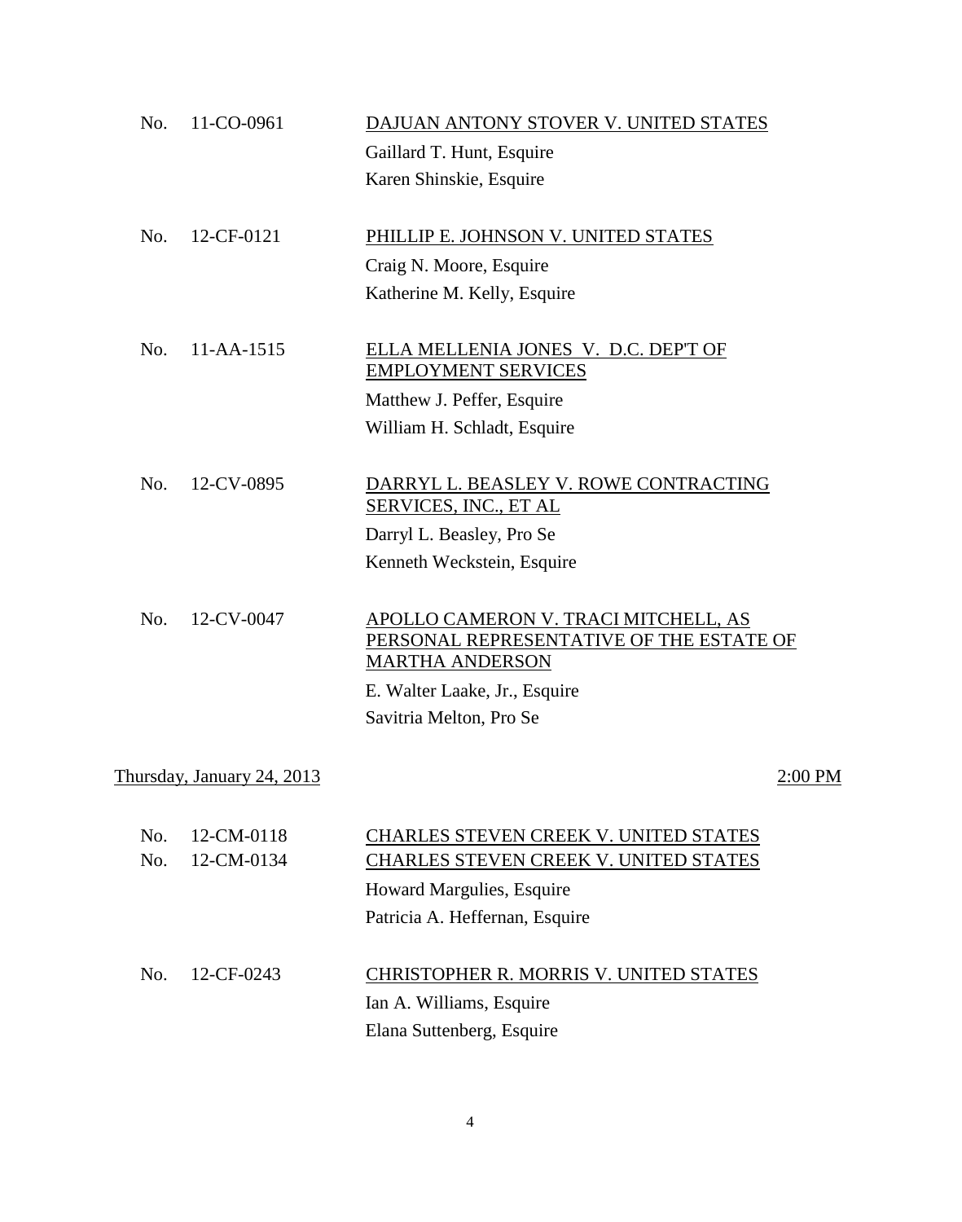No. 11-CO-0961 <u>DAJUAN ANTONY STOVER V. UNITED STATES</u>
Gaillard T. Hunt, Esquire
Karen Shinskie, Esquire

No. 12-CF-0121 <u>PHILLIP E. JOHNSON V. UNITED STATES</u>
Craig N. Moore, Esquire
Katherine M. Kelly, Esquire

No. 11-AA-1515 <u>ELLA MELLENIA JONES V. D.C. DEP'T OF EMPLOYMENT SERVICES</u>
Matthew J. Peffer, Esquire
William H. Schladt, Esquire

No. 12-CV-0895 <u>DARRYL L. BEASLEY V. ROWE CONTRACTING SERVICES, INC., ET AL</u>
Darryl L. Beasley, Pro Se
Kenneth Weckstein, Esquire

No. 12-CV-0047 <u>APOLLO CAMERON V. TRACI MITCHELL, AS PERSONAL REPRESENTATIVE OF THE ESTATE OF MARTHA ANDERSON</u>
E. Walter Laake, Jr., Esquire
Savitria Melton, Pro Se

<u>Thursday, January 24, 2013</u> <u>2:00 PM</u>

No. 12-CM-0118 <u>CHARLES STEVEN CREEK V. UNITED STATES</u>
No. 12-CM-0134 <u>CHARLES STEVEN CREEK V. UNITED STATES</u>
Howard Margulies, Esquire
Patricia A. Heffernan, Esquire

No. 12-CF-0243 <u>CHRISTOPHER R. MORRIS V. UNITED STATES</u>
Ian A. Williams, Esquire
Elana Suttenberg, Esquire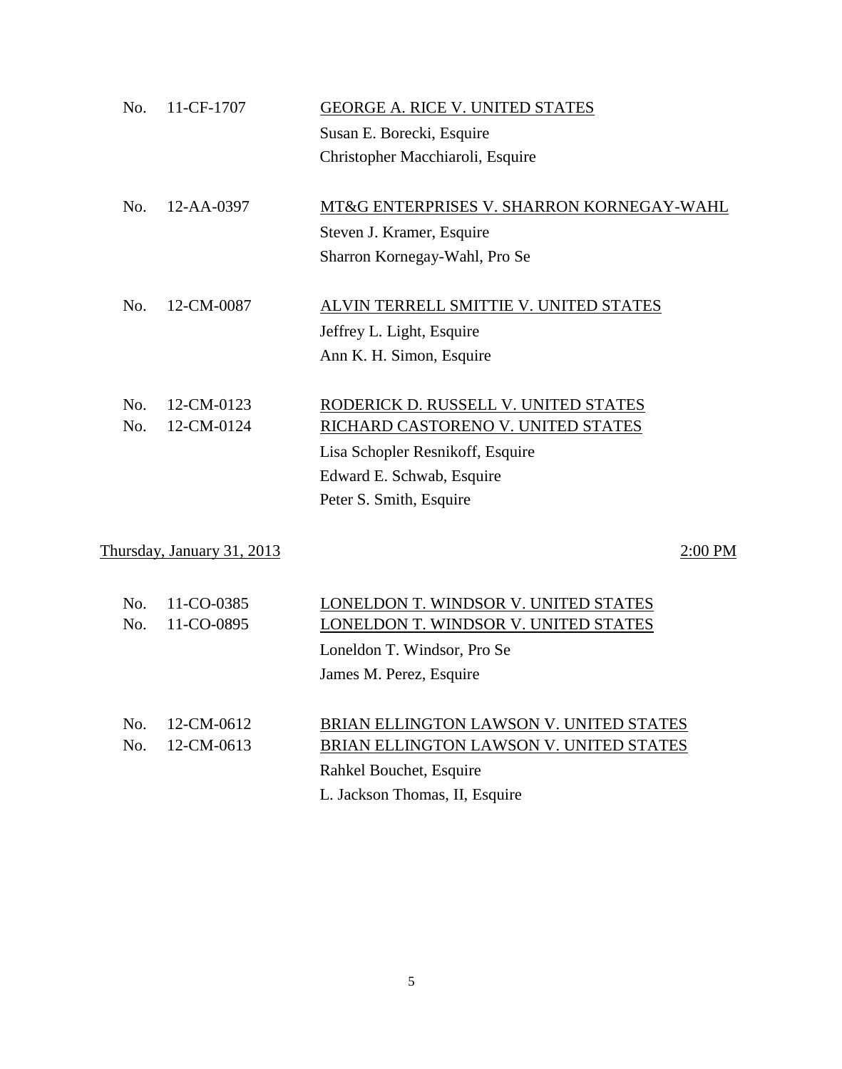No. 11-CF-1707 <u>GEORGE A. RICE V. UNITED STATES</u>

Susan E. Borecki, Esquire
Christopher Macchiaroli, Esquire

No. 12-AA-0397 <u>MT&G ENTERPRISES V. SHARRON KORNEGAY-WAHL</u>

Steven J. Kramer, Esquire
Sharron Kornegay-Wahl, Pro Se

No. 12-CM-0087 <u>ALVIN TERRELL SMITTIE V. UNITED STATES</u>

Jeffrey L. Light, Esquire
Ann K. H. Simon, Esquire

No. 12-CM-0123 <u>RODERICK D. RUSSELL V. UNITED STATES</u>
No. 12-CM-0124 <u>RICHARD CASTORENO V. UNITED STATES</u>

Lisa Schopler Resnikoff, Esquire
Edward E. Schwab, Esquire
Peter S. Smith, Esquire

<u>Thursday, January 31, 2013</u> <u>2:00 PM</u>

No. 11-CO-0385 <u>LONELDON T. WINDSOR V. UNITED STATES</u>
No. 11-CO-0895 <u>LONELDON T. WINDSOR V. UNITED STATES</u>

Loneldon T. Windsor, Pro Se
James M. Perez, Esquire

No. 12-CM-0612 <u>BRIAN ELLINGTON LAWSON V. UNITED STATES</u>
No. 12-CM-0613 <u>BRIAN ELLINGTON LAWSON V. UNITED STATES</u>

Rahkel Bouchet, Esquire
L. Jackson Thomas, II, Esquire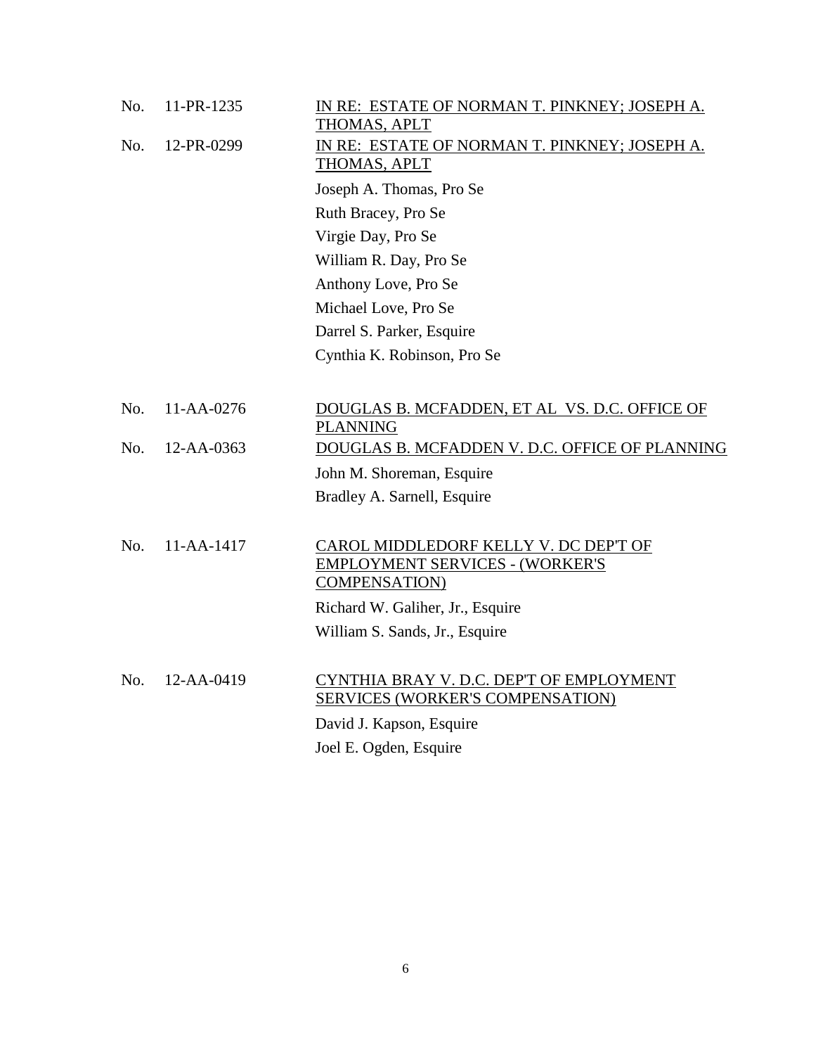No. 11-PR-1235 <u>IN RE: ESTATE OF NORMAN T. PINKNEY; JOSEPH A. THOMAS, APLT</u>

No. 12-PR-0299 <u>IN RE: ESTATE OF NORMAN T. PINKNEY; JOSEPH A. THOMAS, APLT</u>

Joseph A. Thomas, Pro Se

Ruth Bracey, Pro Se

Virgie Day, Pro Se

William R. Day, Pro Se

Anthony Love, Pro Se

Michael Love, Pro Se

Darrel S. Parker, Esquire

Cynthia K. Robinson, Pro Se

No. 11-AA-0276 <u>DOUGLAS B. MCFADDEN, ET AL VS. D.C. OFFICE OF PLANNING</u>

No. 12-AA-0363 <u>DOUGLAS B. MCFADDEN V. D.C. OFFICE OF PLANNING</u>

John M. Shoreman, Esquire

Bradley A. Sarnell, Esquire

No. 11-AA-1417 <u>CAROL MIDDLEDORF KELLY V. DC DEP'T OF EMPLOYMENT SERVICES - (WORKER'S COMPENSATION)</u>

Richard W. Galiher, Jr., Esquire

William S. Sands, Jr., Esquire

No. 12-AA-0419 <u>CYNTHIA BRAY V. D.C. DEP'T OF EMPLOYMENT SERVICES (WORKER'S COMPENSATION)</u>

David J. Kapson, Esquire

Joel E. Ogden, Esquire